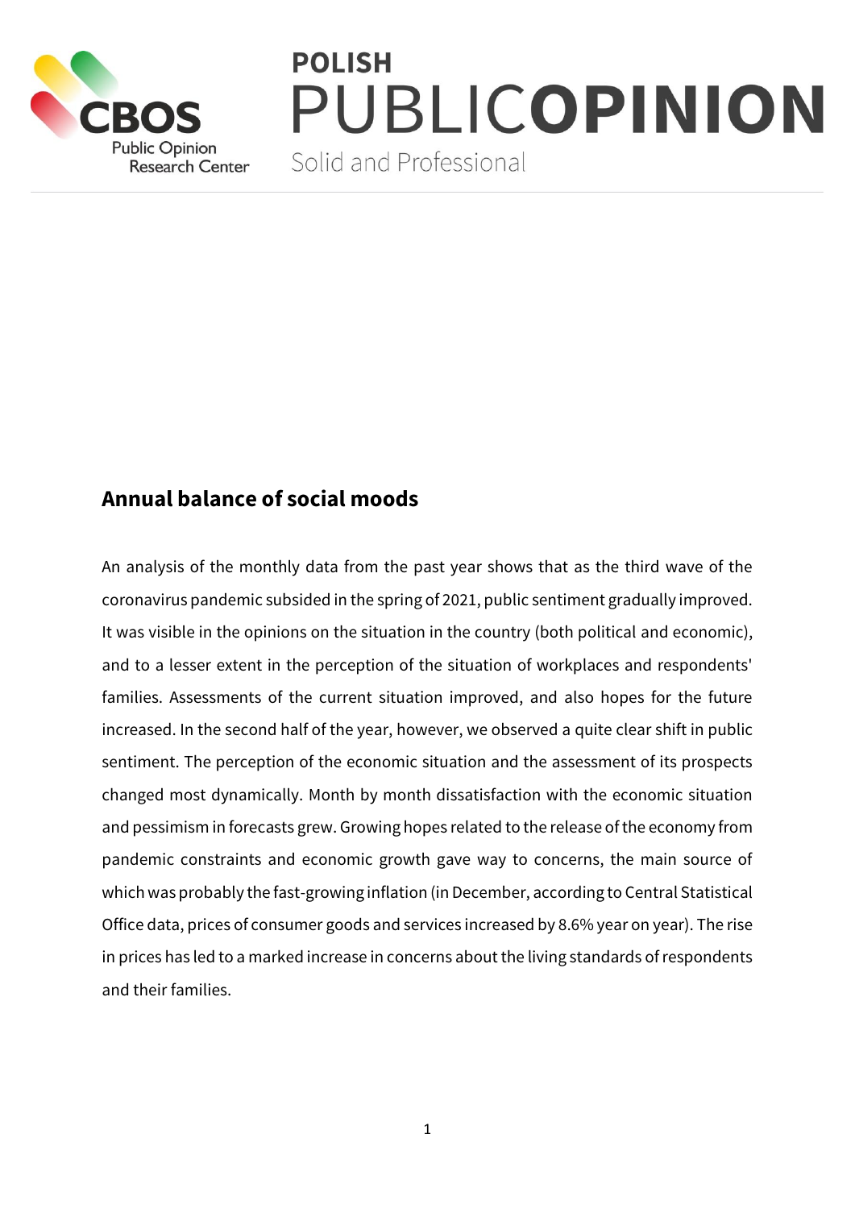## Annual balance of social moods

An analysis of the monthly data from the past year shows that as the third wave of the coronavirus pandemic subsided in the spring of 2021, public sentiment gradually improved. It was visible in the opinions on the situation in the country (both political and economic), and to a lesser extent in the perception of the situation of workplaces and respondents' families. Assessments of the current situation improved, and also hopes for the future increased. In the second half of the year, however, we observed a quite clear shift in public sentiment. The perception of the economic situation and the assessment of its prospects changed most dynamically. Month by month dissatisfaction with the economic situation and pessimism in forecasts grew. Growing hopes related to the release of the economy from pandemic constraints and economic growth gave way to concerns, the main source of which was probably the fast-growing inflation (in December, according to Central Statistical Office data, prices of consumer goods and services increased by 8.6% year on year). The rise in prices has led to a marked increase in concerns about the living standards of respondents and their families.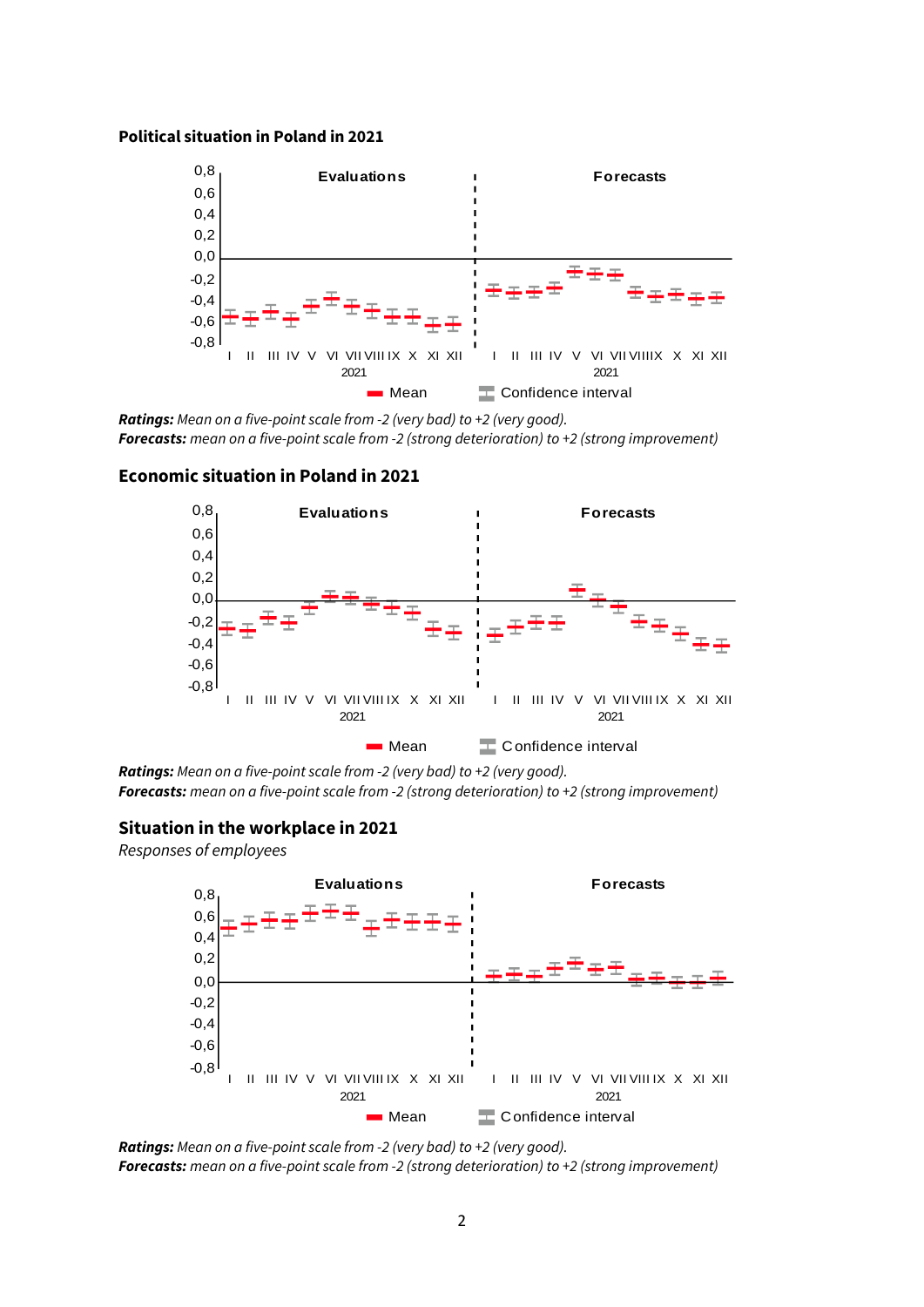## Political situation in Poland in 2021

Evaluations

Forecasts

0,8
0,6
0,4
0,2
0,0
-0,2
-0,4
-0,6
-0,8

I II III IV V VI VII VIII IX X XI XII
2021

I II III IV V VI VII VIII IX X XI XII
2021

Mean    Confidence interval

***Ratings:*** *Mean on a five-point scale from -2 (very bad) to +2 (very good).*
***Forecasts:*** *mean on a five-point scale from -2 (strong deterioration) to +2 (strong improvement)*

## Economic situation in Poland in 2021

Evaluations

Forecasts

0,8
0,6
0,4
0,2
0,0
-0,2
-0,4
-0,6
-0,8

I II III IV V VI VII VIII IX X XI XII
2021

I II III IV V VI VII VIII IX X XI XII
2021

Mean    Confidence interval

***Ratings:*** *Mean on a five-point scale from -2 (very bad) to +2 (very good).*
***Forecasts:*** *mean on a five-point scale from -2 (strong deterioration) to +2 (strong improvement)*

## Situation in the workplace in 2021

*Responses of employees*

Evaluations

Forecasts

0,8
0,6
0,4
0,2
0,0
-0,2
-0,4
-0,6
-0,8

I II III IV V VI VII VIII IX X XI XII
2021

I II III IV V VI VII VIII IX X XI XII
2021

Mean    Confidence interval

***Ratings:*** *Mean on a five-point scale from -2 (very bad) to +2 (very good).*
***Forecasts:*** *mean on a five-point scale from -2 (strong deterioration) to +2 (strong improvement)*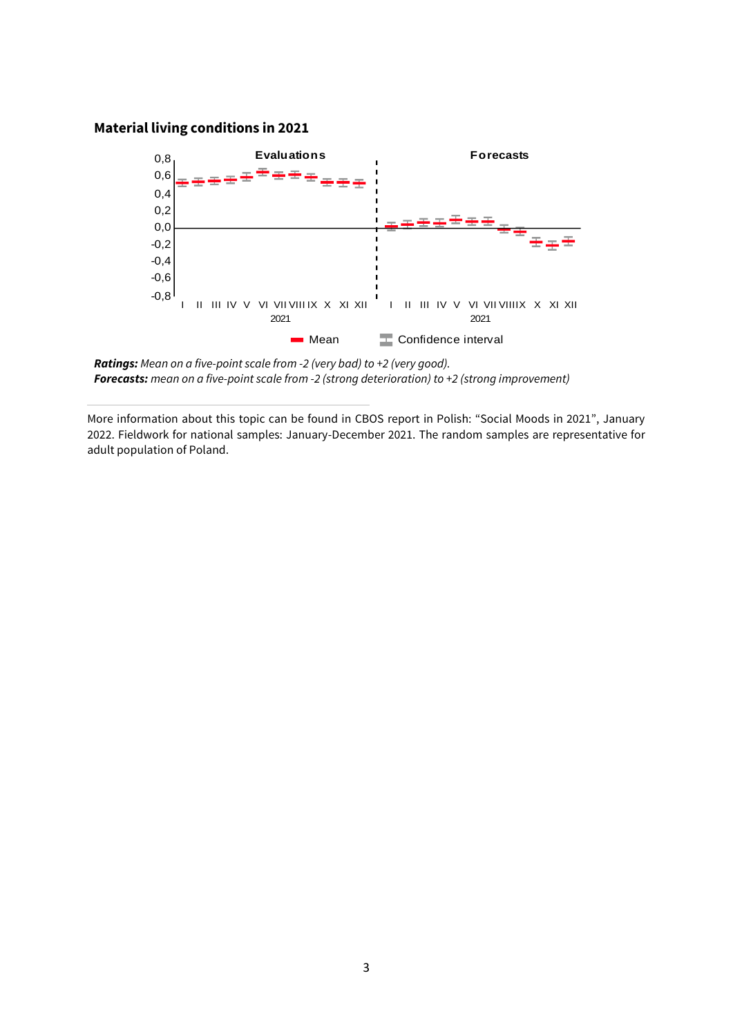**Material living conditions in 2021**

Evaluations

Forecasts

0,8
0,6
0,4
0,2
0,0
-0,2
-0,4
-0,6
-0,8

I II III IV V VI VII VIII IX X XI XII
2021

I II III IV V VI VII VIII IX X XI XII
2021

Mean    Confidence interval

***Ratings:*** *Mean on a five-point scale from -2 (very bad) to +2 (very good).*
***Forecasts:*** *mean on a five-point scale from -2 (strong deterioration) to +2 (strong improvement)*

---

More information about this topic can be found in CBOS report in Polish: "Social Moods in 2021", January 2022. Fieldwork for national samples: January-December 2021. The random samples are representative for adult population of Poland.